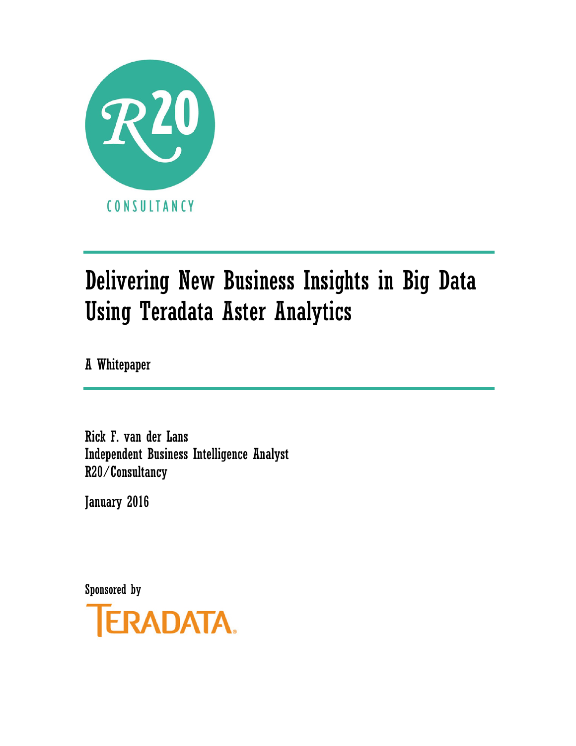R20 CONSULTANCY

# Delivering New Business Insights in Big Data Using Teradata Aster Analytics

A Whitepaper

Rick F. van der Lans
Independent Business Intelligence Analyst
R20/Consultancy

January 2016

Sponsored by

TERADATA.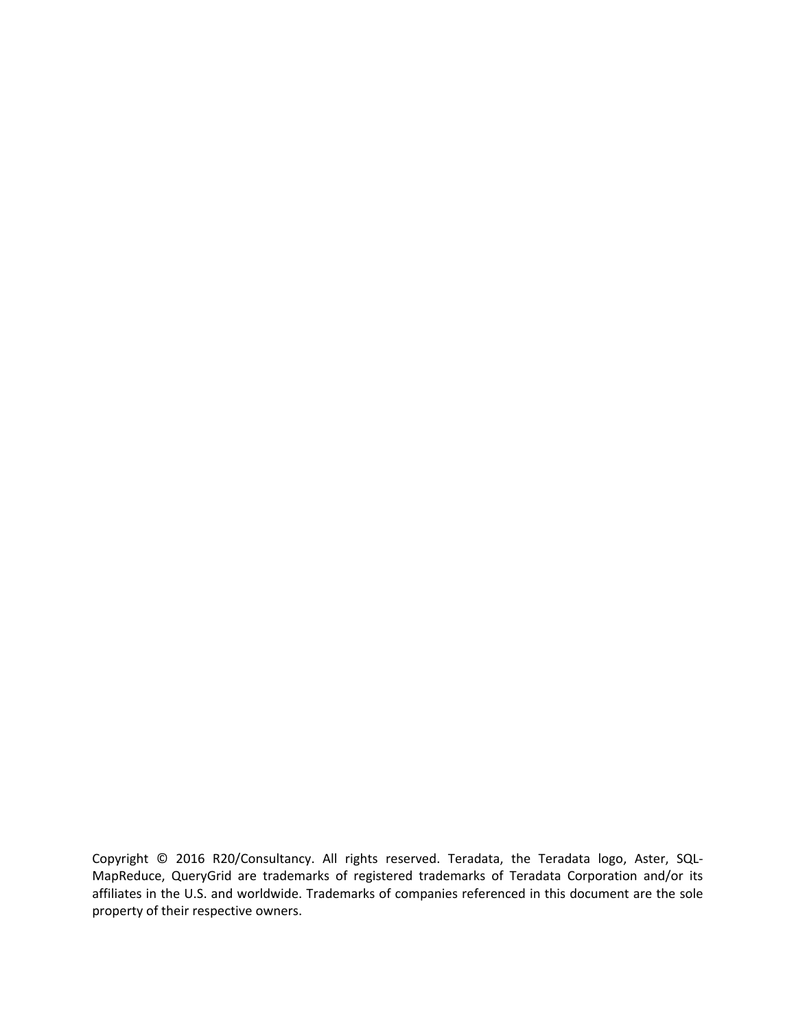Copyright © 2016 R20/Consultancy. All rights reserved. Teradata, the Teradata logo, Aster, SQL-MapReduce, QueryGrid are trademarks of registered trademarks of Teradata Corporation and/or its affiliates in the U.S. and worldwide. Trademarks of companies referenced in this document are the sole property of their respective owners.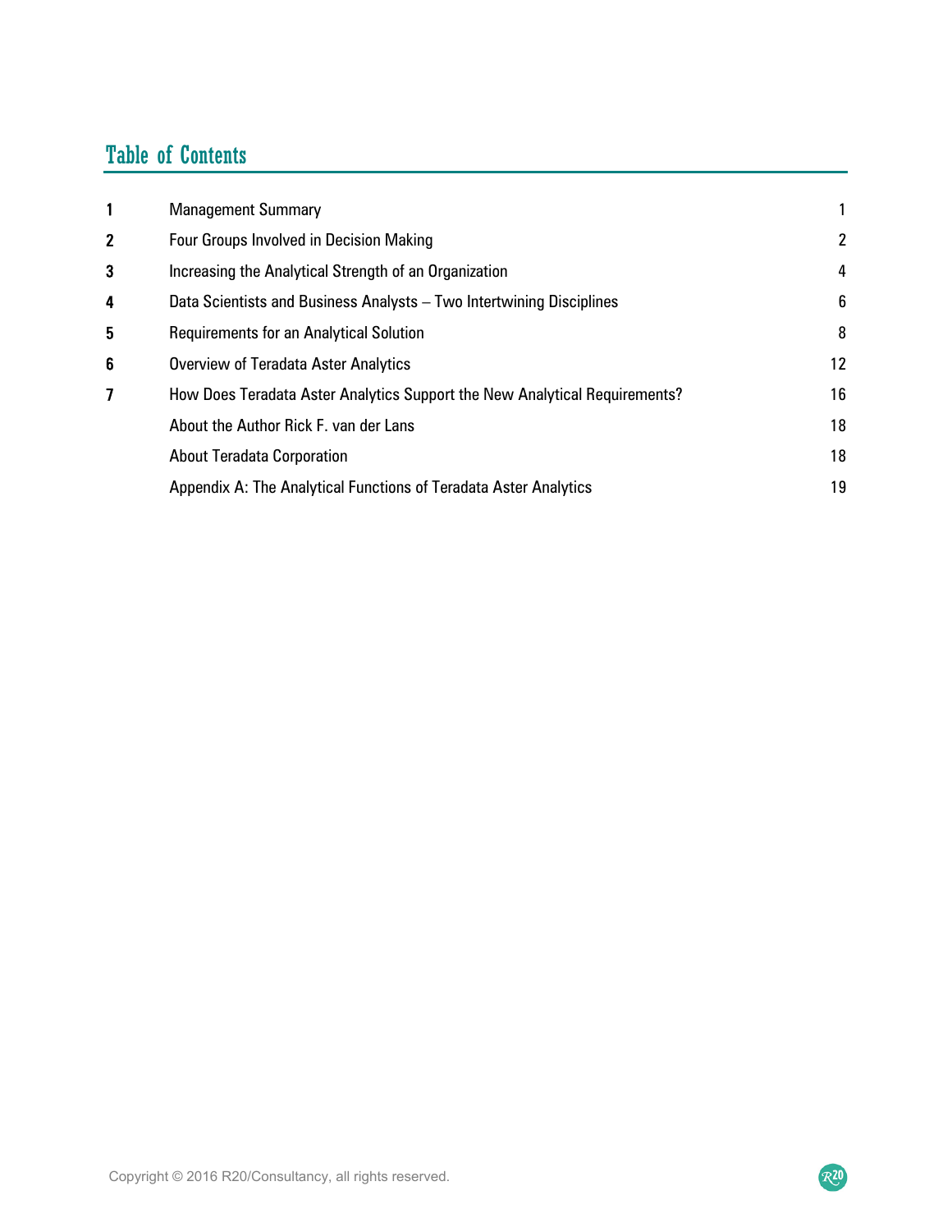# Table of Contents

| | | |
|---|---|---|
| **1** | Management Summary | 1 |
| **2** | Four Groups Involved in Decision Making | 2 |
| **3** | Increasing the Analytical Strength of an Organization | 4 |
| **4** | Data Scientists and Business Analysts – Two Intertwining Disciplines | 6 |
| **5** | Requirements for an Analytical Solution | 8 |
| **6** | Overview of Teradata Aster Analytics | 12 |
| **7** | How Does Teradata Aster Analytics Support the New Analytical Requirements? | 16 |
| | About the Author Rick F. van der Lans | 18 |
| | About Teradata Corporation | 18 |
| | Appendix A: The Analytical Functions of Teradata Aster Analytics | 19 |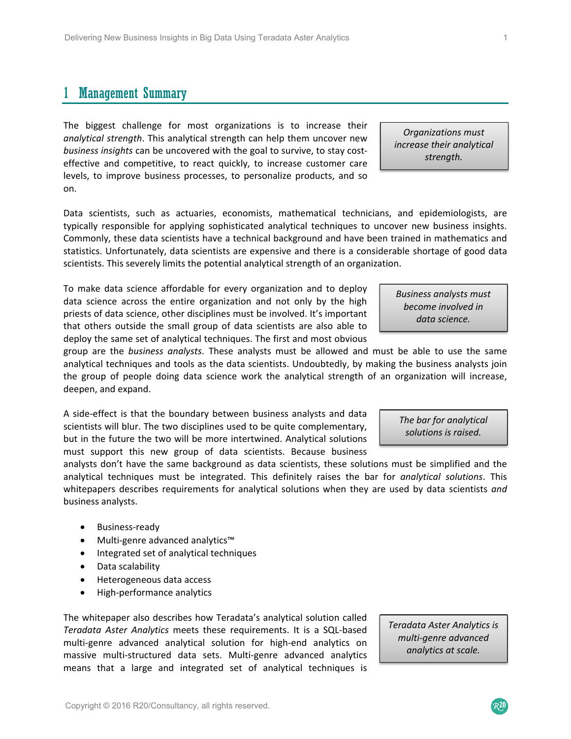# 1 Management Summary

*Organizations must increase their analytical strength.*

The biggest challenge for most organizations is to increase their *analytical strength*. This analytical strength can help them uncover new *business insights* can be uncovered with the goal to survive, to stay cost-effective and competitive, to react quickly, to increase customer care levels, to improve business processes, to personalize products, and so on.

Data scientists, such as actuaries, economists, mathematical technicians, and epidemiologists, are typically responsible for applying sophisticated analytical techniques to uncover new business insights. Commonly, these data scientists have a technical background and have been trained in mathematics and statistics. Unfortunately, data scientists are expensive and there is a considerable shortage of good data scientists. This severely limits the potential analytical strength of an organization.

*Business analysts must become involved in data science.*

To make data science affordable for every organization and to deploy data science across the entire organization and not only by the high priests of data science, other disciplines must be involved. It's important that others outside the small group of data scientists are also able to deploy the same set of analytical techniques. The first and most obvious group are the *business analysts*. These analysts must be allowed and must be able to use the same analytical techniques and tools as the data scientists. Undoubtedly, by making the business analysts join the group of people doing data science work the analytical strength of an organization will increase, deepen, and expand.

*The bar for analytical solutions is raised.*

A side-effect is that the boundary between business analysts and data scientists will blur. The two disciplines used to be quite complementary, but in the future the two will be more intertwined. Analytical solutions must support this new group of data scientists. Because business analysts don't have the same background as data scientists, these solutions must be simplified and the analytical techniques must be integrated. This definitely raises the bar for *analytical solutions*. This whitepapers describes requirements for analytical solutions when they are used by data scientists *and* business analysts.

- Business-ready
- Multi-genre advanced analytics™
- Integrated set of analytical techniques
- Data scalability
- Heterogeneous data access
- High-performance analytics

*Teradata Aster Analytics is multi-genre advanced analytics at scale.*

The whitepaper also describes how Teradata's analytical solution called *Teradata Aster Analytics* meets these requirements. It is a SQL-based multi-genre advanced analytical solution for high-end analytics on massive multi-structured data sets. Multi-genre advanced analytics means that a large and integrated set of analytical techniques is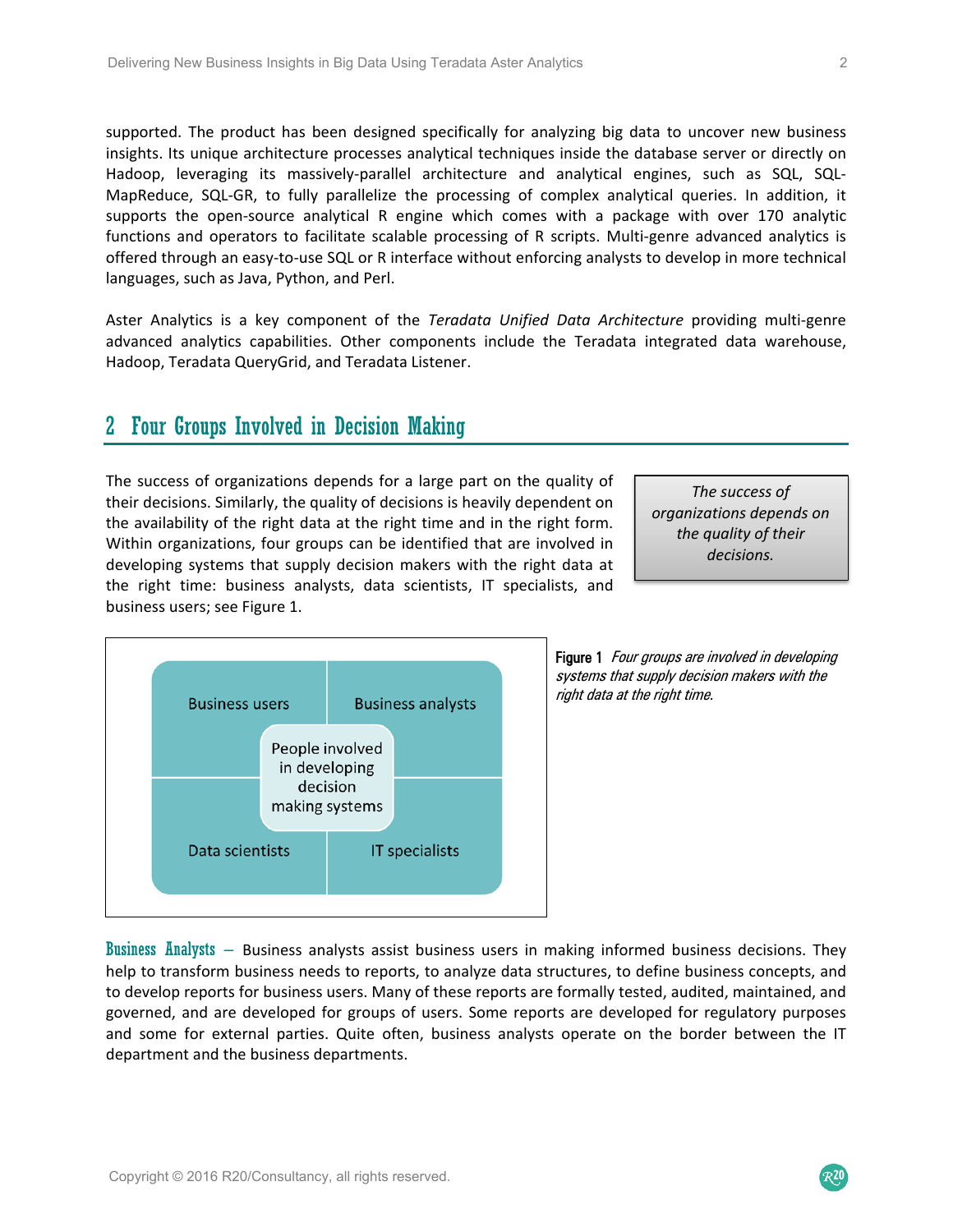supported. The product has been designed specifically for analyzing big data to uncover new business insights. Its unique architecture processes analytical techniques inside the database server or directly on Hadoop, leveraging its massively-parallel architecture and analytical engines, such as SQL, SQL-MapReduce, SQL-GR, to fully parallelize the processing of complex analytical queries. In addition, it supports the open-source analytical R engine which comes with a package with over 170 analytic functions and operators to facilitate scalable processing of R scripts. Multi-genre advanced analytics is offered through an easy-to-use SQL or R interface without enforcing analysts to develop in more technical languages, such as Java, Python, and Perl.

Aster Analytics is a key component of the *Teradata Unified Data Architecture* providing multi-genre advanced analytics capabilities. Other components include the Teradata integrated data warehouse, Hadoop, Teradata QueryGrid, and Teradata Listener.

## 2 Four Groups Involved in Decision Making

The success of organizations depends for a large part on the quality of their decisions. Similarly, the quality of decisions is heavily dependent on the availability of the right data at the right time and in the right form. Within organizations, four groups can be identified that are involved in developing systems that supply decision makers with the right data at the right time: business analysts, data scientists, IT specialists, and business users; see Figure 1.

> *The success of organizations depends on the quality of their decisions.*

| Business users | Business analysts |
|---|---|
| Data scientists | IT specialists |

People involved in developing decision making systems

**Figure 1** *Four groups are involved in developing systems that supply decision makers with the right data at the right time.*

**Business Analysts** – Business analysts assist business users in making informed business decisions. They help to transform business needs to reports, to analyze data structures, to define business concepts, and to develop reports for business users. Many of these reports are formally tested, audited, maintained, and governed, and are developed for groups of users. Some reports are developed for regulatory purposes and some for external parties. Quite often, business analysts operate on the border between the IT department and the business departments.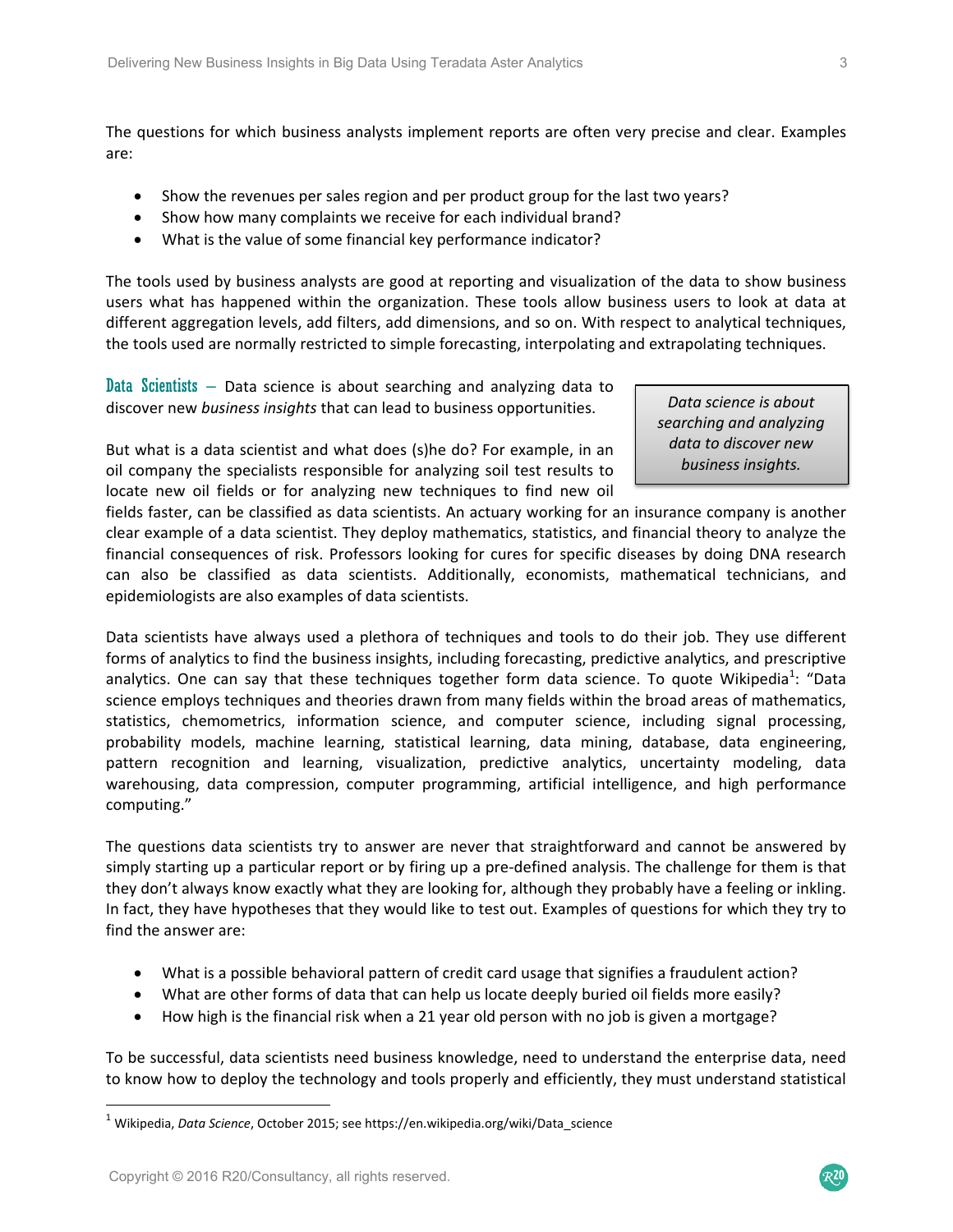The questions for which business analysts implement reports are often very precise and clear. Examples are:

- Show the revenues per sales region and per product group for the last two years?
- Show how many complaints we receive for each individual brand?
- What is the value of some financial key performance indicator?

The tools used by business analysts are good at reporting and visualization of the data to show business users what has happened within the organization. These tools allow business users to look at data at different aggregation levels, add filters, add dimensions, and so on. With respect to analytical techniques, the tools used are normally restricted to simple forecasting, interpolating and extrapolating techniques.

**Data Scientists** – Data science is about searching and analyzing data to discover new *business insights* that can lead to business opportunities.

> *Data science is about searching and analyzing data to discover new business insights.*

But what is a data scientist and what does (s)he do? For example, in an oil company the specialists responsible for analyzing soil test results to locate new oil fields or for analyzing new techniques to find new oil fields faster, can be classified as data scientists. An actuary working for an insurance company is another clear example of a data scientist. They deploy mathematics, statistics, and financial theory to analyze the financial consequences of risk. Professors looking for cures for specific diseases by doing DNA research can also be classified as data scientists. Additionally, economists, mathematical technicians, and epidemiologists are also examples of data scientists.

Data scientists have always used a plethora of techniques and tools to do their job. They use different forms of analytics to find the business insights, including forecasting, predictive analytics, and prescriptive analytics. One can say that these techniques together form data science. To quote Wikipedia[1]: "Data science employs techniques and theories drawn from many fields within the broad areas of mathematics, statistics, chemometrics, information science, and computer science, including signal processing, probability models, machine learning, statistical learning, data mining, database, data engineering, pattern recognition and learning, visualization, predictive analytics, uncertainty modeling, data warehousing, data compression, computer programming, artificial intelligence, and high performance computing."

The questions data scientists try to answer are never that straightforward and cannot be answered by simply starting up a particular report or by firing up a pre-defined analysis. The challenge for them is that they don't always know exactly what they are looking for, although they probably have a feeling or inkling. In fact, they have hypotheses that they would like to test out. Examples of questions for which they try to find the answer are:

- What is a possible behavioral pattern of credit card usage that signifies a fraudulent action?
- What are other forms of data that can help us locate deeply buried oil fields more easily?
- How high is the financial risk when a 21 year old person with no job is given a mortgage?

To be successful, data scientists need business knowledge, need to understand the enterprise data, need to know how to deploy the technology and tools properly and efficiently, they must understand statistical

---

[1] Wikipedia, *Data Science*, October 2015; see https://en.wikipedia.org/wiki/Data_science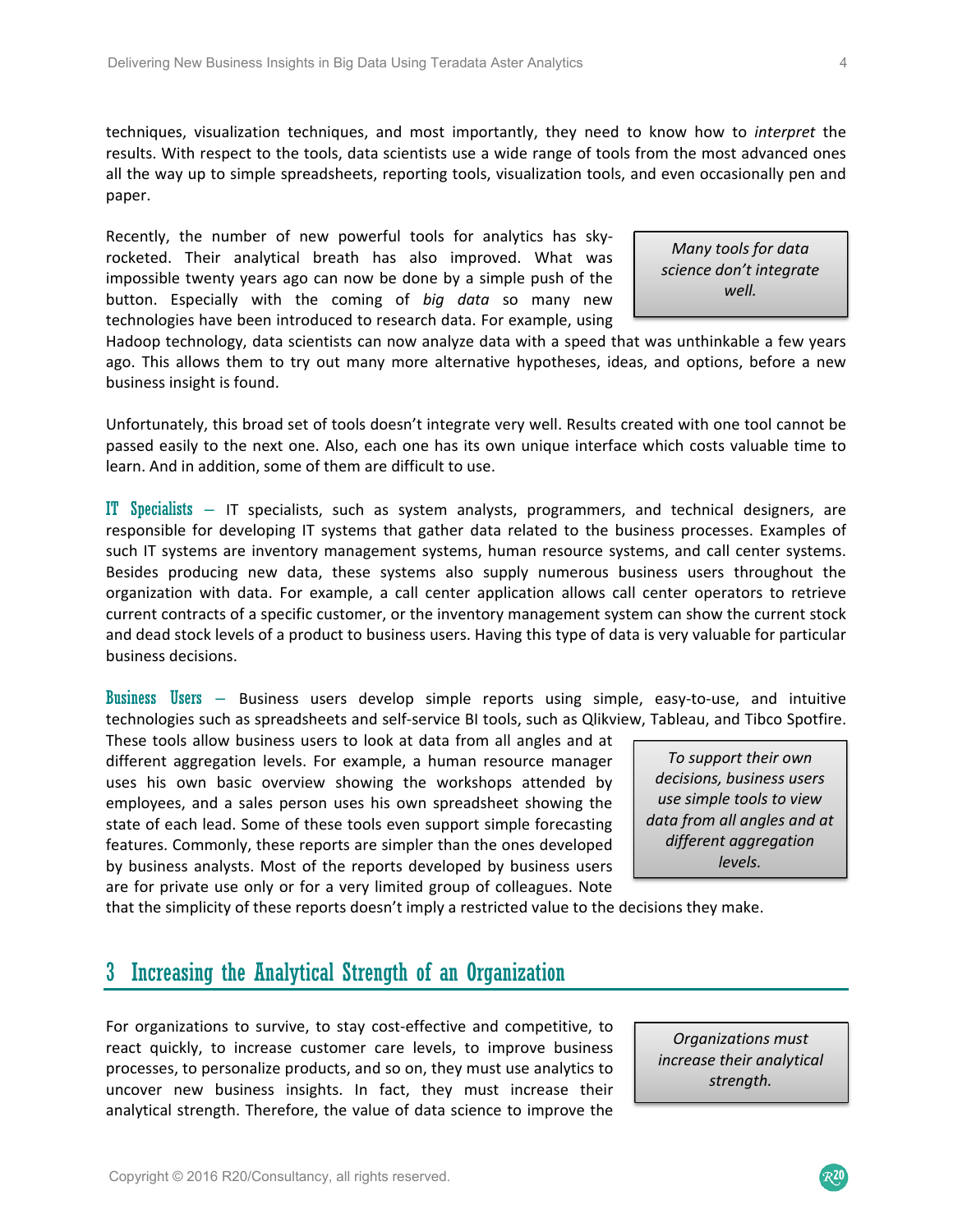techniques, visualization techniques, and most importantly, they need to know how to *interpret* the results. With respect to the tools, data scientists use a wide range of tools from the most advanced ones all the way up to simple spreadsheets, reporting tools, visualization tools, and even occasionally pen and paper.

Recently, the number of new powerful tools for analytics has sky-rocketed. Their analytical breath has also improved. What was impossible twenty years ago can now be done by a simple push of the button. Especially with the coming of *big data* so many new technologies have been introduced to research data. For example, using Hadoop technology, data scientists can now analyze data with a speed that was unthinkable a few years ago. This allows them to try out many more alternative hypotheses, ideas, and options, before a new business insight is found.

> *Many tools for data science don't integrate well.*

Unfortunately, this broad set of tools doesn't integrate very well. Results created with one tool cannot be passed easily to the next one. Also, each one has its own unique interface which costs valuable time to learn. And in addition, some of them are difficult to use.

**IT Specialists** – IT specialists, such as system analysts, programmers, and technical designers, are responsible for developing IT systems that gather data related to the business processes. Examples of such IT systems are inventory management systems, human resource systems, and call center systems. Besides producing new data, these systems also supply numerous business users throughout the organization with data. For example, a call center application allows call center operators to retrieve current contracts of a specific customer, or the inventory management system can show the current stock and dead stock levels of a product to business users. Having this type of data is very valuable for particular business decisions.

**Business Users** – Business users develop simple reports using simple, easy-to-use, and intuitive technologies such as spreadsheets and self-service BI tools, such as Qlikview, Tableau, and Tibco Spotfire. These tools allow business users to look at data from all angles and at different aggregation levels. For example, a human resource manager uses his own basic overview showing the workshops attended by employees, and a sales person uses his own spreadsheet showing the state of each lead. Some of these tools even support simple forecasting features. Commonly, these reports are simpler than the ones developed by business analysts. Most of the reports developed by business users are for private use only or for a very limited group of colleagues. Note that the simplicity of these reports doesn't imply a restricted value to the decisions they make.

> *To support their own decisions, business users use simple tools to view data from all angles and at different aggregation levels.*

## 3 Increasing the Analytical Strength of an Organization

For organizations to survive, to stay cost-effective and competitive, to react quickly, to increase customer care levels, to improve business processes, to personalize products, and so on, they must use analytics to uncover new business insights. In fact, they must increase their analytical strength. Therefore, the value of data science to improve the

> *Organizations must increase their analytical strength.*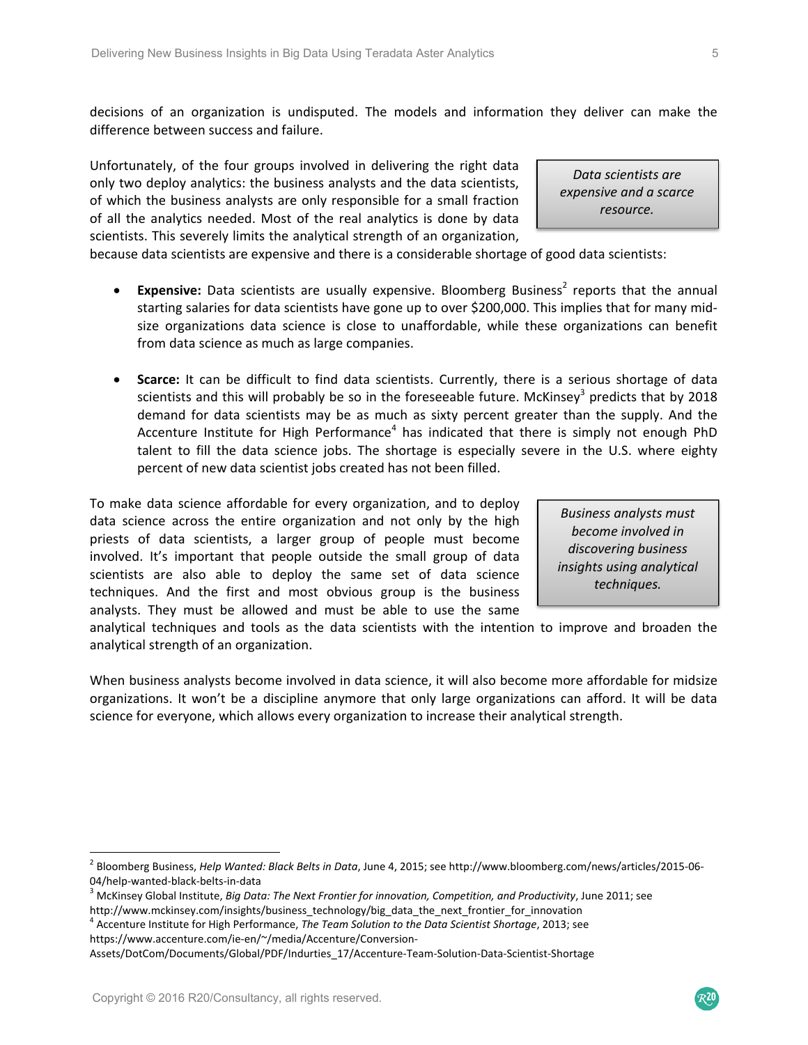decisions of an organization is undisputed. The models and information they deliver can make the difference between success and failure.

> *Data scientists are expensive and a scarce resource.*

Unfortunately, of the four groups involved in delivering the right data only two deploy analytics: the business analysts and the data scientists, of which the business analysts are only responsible for a small fraction of all the analytics needed. Most of the real analytics is done by data scientists. This severely limits the analytical strength of an organization, because data scientists are expensive and there is a considerable shortage of good data scientists:

- **Expensive:** Data scientists are usually expensive. Bloomberg Business[2] reports that the annual starting salaries for data scientists have gone up to over $200,000. This implies that for many mid-size organizations data science is close to unaffordable, while these organizations can benefit from data science as much as large companies.

- **Scarce:** It can be difficult to find data scientists. Currently, there is a serious shortage of data scientists and this will probably be so in the foreseeable future. McKinsey[3] predicts that by 2018 demand for data scientists may be as much as sixty percent greater than the supply. And the Accenture Institute for High Performance[4] has indicated that there is simply not enough PhD talent to fill the data science jobs. The shortage is especially severe in the U.S. where eighty percent of new data scientist jobs created has not been filled.

> *Business analysts must become involved in discovering business insights using analytical techniques.*

To make data science affordable for every organization, and to deploy data science across the entire organization and not only by the high priests of data scientists, a larger group of people must become involved. It's important that people outside the small group of data scientists are also able to deploy the same set of data science techniques. And the first and most obvious group is the business analysts. They must be allowed and must be able to use the same analytical techniques and tools as the data scientists with the intention to improve and broaden the analytical strength of an organization.

When business analysts become involved in data science, it will also become more affordable for midsize organizations. It won't be a discipline anymore that only large organizations can afford. It will be data science for everyone, which allows every organization to increase their analytical strength.

---

[2] Bloomberg Business, *Help Wanted: Black Belts in Data*, June 4, 2015; see http://www.bloomberg.com/news/articles/2015-06-04/help-wanted-black-belts-in-data

[3] McKinsey Global Institute, *Big Data: The Next Frontier for innovation, Competition, and Productivity*, June 2011; see http://www.mckinsey.com/insights/business_technology/big_data_the_next_frontier_for_innovation

[4] Accenture Institute for High Performance, *The Team Solution to the Data Scientist Shortage*, 2013; see https://www.accenture.com/ie-en/~/media/Accenture/Conversion-Assets/DotCom/Documents/Global/PDF/Indurties_17/Accenture-Team-Solution-Data-Scientist-Shortage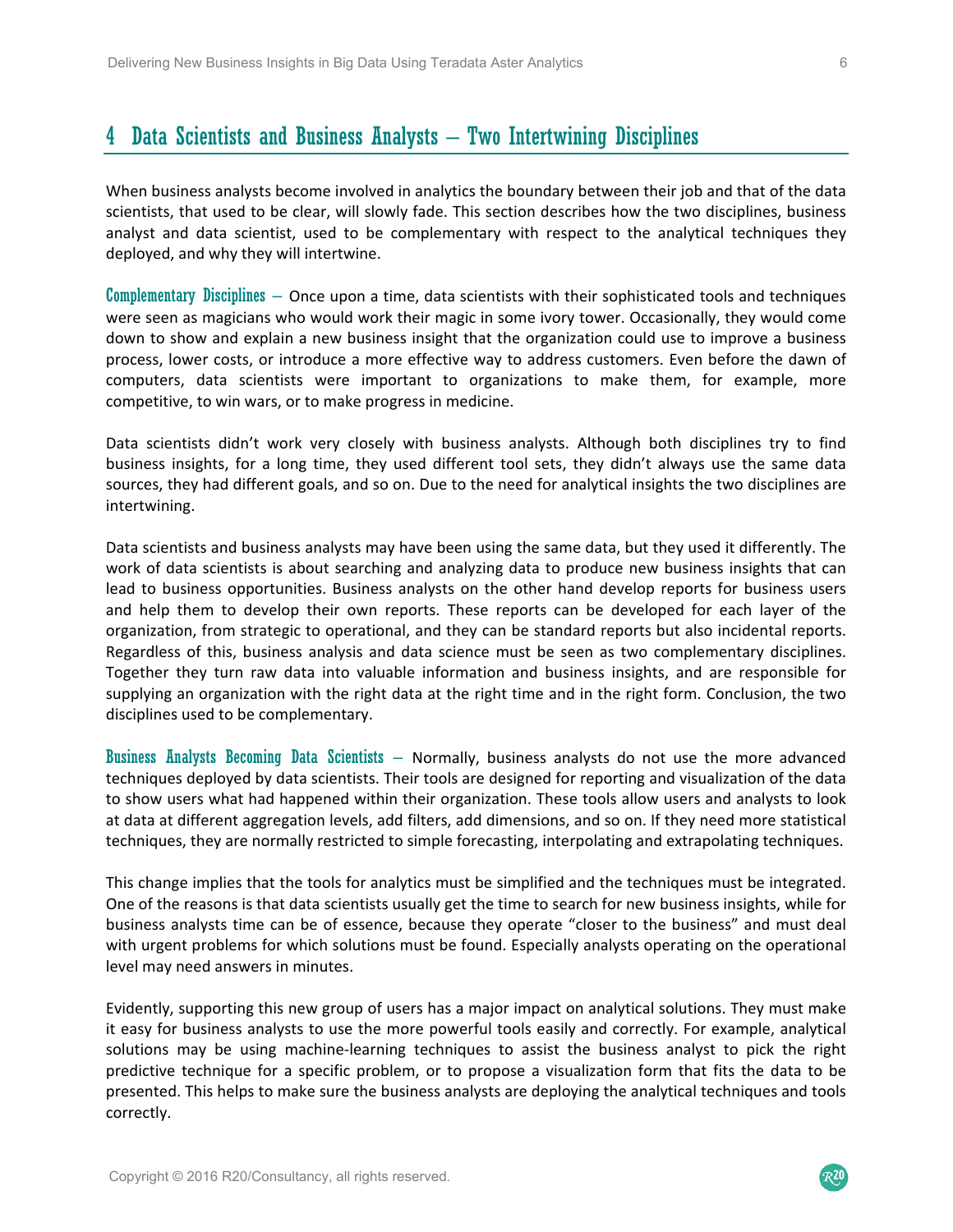## 4 Data Scientists and Business Analysts – Two Intertwining Disciplines

When business analysts become involved in analytics the boundary between their job and that of the data scientists, that used to be clear, will slowly fade. This section describes how the two disciplines, business analyst and data scientist, used to be complementary with respect to the analytical techniques they deployed, and why they will intertwine.

**Complementary Disciplines** – Once upon a time, data scientists with their sophisticated tools and techniques were seen as magicians who would work their magic in some ivory tower. Occasionally, they would come down to show and explain a new business insight that the organization could use to improve a business process, lower costs, or introduce a more effective way to address customers. Even before the dawn of computers, data scientists were important to organizations to make them, for example, more competitive, to win wars, or to make progress in medicine.

Data scientists didn't work very closely with business analysts. Although both disciplines try to find business insights, for a long time, they used different tool sets, they didn't always use the same data sources, they had different goals, and so on. Due to the need for analytical insights the two disciplines are intertwining.

Data scientists and business analysts may have been using the same data, but they used it differently. The work of data scientists is about searching and analyzing data to produce new business insights that can lead to business opportunities. Business analysts on the other hand develop reports for business users and help them to develop their own reports. These reports can be developed for each layer of the organization, from strategic to operational, and they can be standard reports but also incidental reports. Regardless of this, business analysis and data science must be seen as two complementary disciplines. Together they turn raw data into valuable information and business insights, and are responsible for supplying an organization with the right data at the right time and in the right form. Conclusion, the two disciplines used to be complementary.

**Business Analysts Becoming Data Scientists** – Normally, business analysts do not use the more advanced techniques deployed by data scientists. Their tools are designed for reporting and visualization of the data to show users what had happened within their organization. These tools allow users and analysts to look at data at different aggregation levels, add filters, add dimensions, and so on. If they need more statistical techniques, they are normally restricted to simple forecasting, interpolating and extrapolating techniques.

This change implies that the tools for analytics must be simplified and the techniques must be integrated. One of the reasons is that data scientists usually get the time to search for new business insights, while for business analysts time can be of essence, because they operate "closer to the business" and must deal with urgent problems for which solutions must be found. Especially analysts operating on the operational level may need answers in minutes.

Evidently, supporting this new group of users has a major impact on analytical solutions. They must make it easy for business analysts to use the more powerful tools easily and correctly. For example, analytical solutions may be using machine-learning techniques to assist the business analyst to pick the right predictive technique for a specific problem, or to propose a visualization form that fits the data to be presented. This helps to make sure the business analysts are deploying the analytical techniques and tools correctly.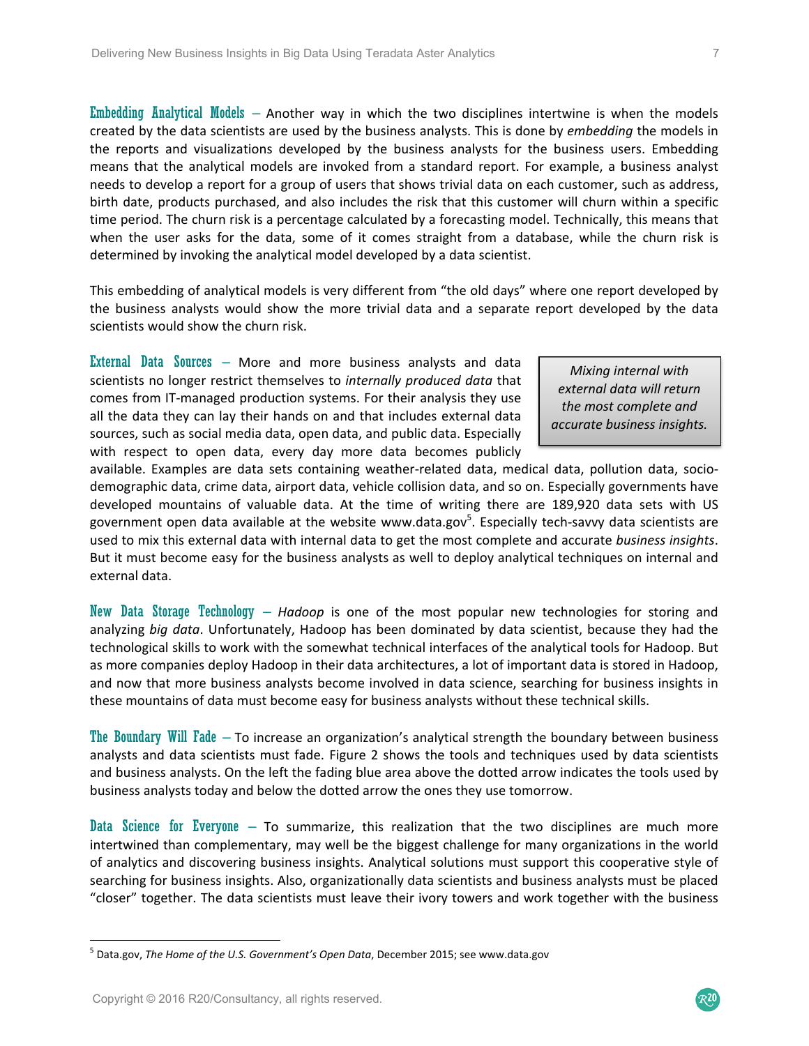**Embedding Analytical Models** – Another way in which the two disciplines intertwine is when the models created by the data scientists are used by the business analysts. This is done by *embedding* the models in the reports and visualizations developed by the business analysts for the business users. Embedding means that the analytical models are invoked from a standard report. For example, a business analyst needs to develop a report for a group of users that shows trivial data on each customer, such as address, birth date, products purchased, and also includes the risk that this customer will churn within a specific time period. The churn risk is a percentage calculated by a forecasting model. Technically, this means that when the user asks for the data, some of it comes straight from a database, while the churn risk is determined by invoking the analytical model developed by a data scientist.

This embedding of analytical models is very different from "the old days" where one report developed by the business analysts would show the more trivial data and a separate report developed by the data scientists would show the churn risk.

**External Data Sources** – More and more business analysts and data scientists no longer restrict themselves to *internally produced data* that comes from IT-managed production systems. For their analysis they use all the data they can lay their hands on and that includes external data sources, such as social media data, open data, and public data. Especially with respect to open data, every day more data becomes publicly available. Examples are data sets containing weather-related data, medical data, pollution data, socio-demographic data, crime data, airport data, vehicle collision data, and so on. Especially governments have developed mountains of valuable data. At the time of writing there are 189,920 data sets with US government open data available at the website www.data.gov[5]. Especially tech-savvy data scientists are used to mix this external data with internal data to get the most complete and accurate *business insights*. But it must become easy for the business analysts as well to deploy analytical techniques on internal and external data.

> *Mixing internal with external data will return the most complete and accurate business insights.*

**New Data Storage Technology** – *Hadoop* is one of the most popular new technologies for storing and analyzing *big data*. Unfortunately, Hadoop has been dominated by data scientist, because they had the technological skills to work with the somewhat technical interfaces of the analytical tools for Hadoop. But as more companies deploy Hadoop in their data architectures, a lot of important data is stored in Hadoop, and now that more business analysts become involved in data science, searching for business insights in these mountains of data must become easy for business analysts without these technical skills.

**The Boundary Will Fade** – To increase an organization's analytical strength the boundary between business analysts and data scientists must fade. Figure 2 shows the tools and techniques used by data scientists and business analysts. On the left the fading blue area above the dotted arrow indicates the tools used by business analysts today and below the dotted arrow the ones they use tomorrow.

**Data Science for Everyone** – To summarize, this realization that the two disciplines are much more intertwined than complementary, may well be the biggest challenge for many organizations in the world of analytics and discovering business insights. Analytical solutions must support this cooperative style of searching for business insights. Also, organizationally data scientists and business analysts must be placed "closer" together. The data scientists must leave their ivory towers and work together with the business

---

[5] Data.gov, *The Home of the U.S. Government's Open Data*, December 2015; see www.data.gov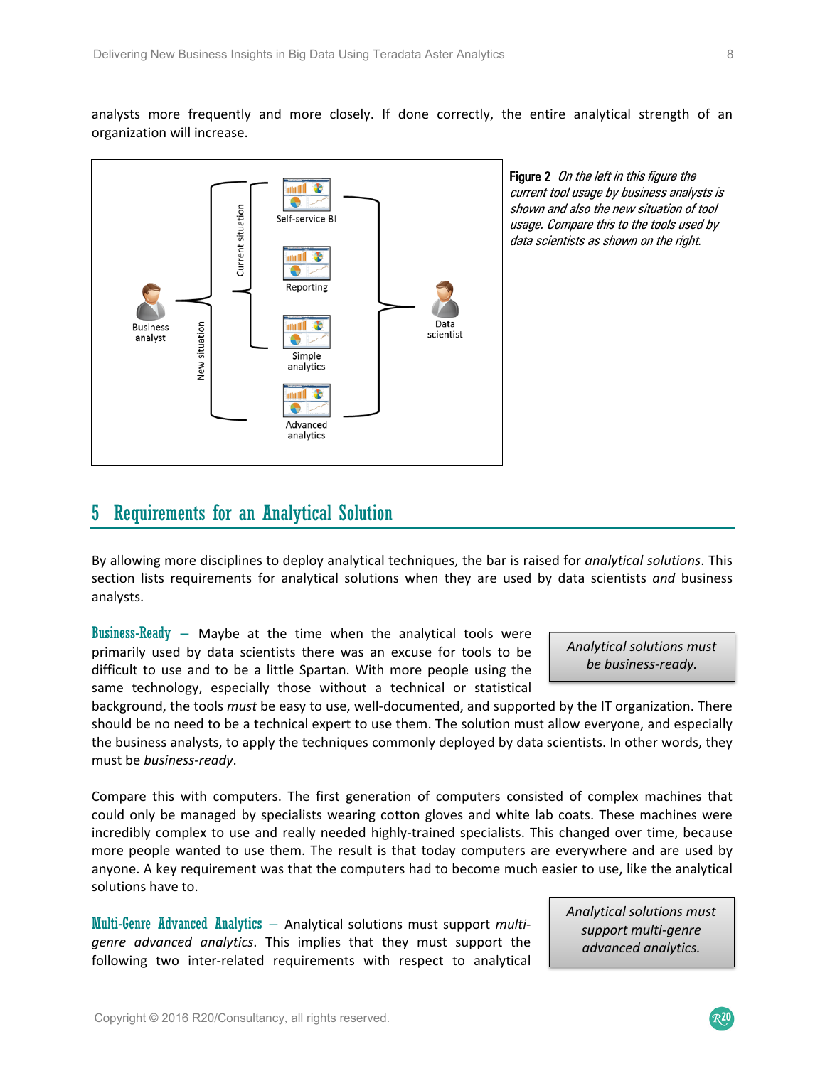analysts more frequently and more closely. If done correctly, the entire analytical strength of an organization will increase.

**Figure 2** *On the left in this figure the current tool usage by business analysts is shown and also the new situation of tool usage. Compare this to the tools used by data scientists as shown on the right.*

## 5 Requirements for an Analytical Solution

By allowing more disciplines to deploy analytical techniques, the bar is raised for *analytical solutions*. This section lists requirements for analytical solutions when they are used by data scientists *and* business analysts.

> *Analytical solutions must be business-ready.*

**Business-Ready** — Maybe at the time when the analytical tools were primarily used by data scientists there was an excuse for tools to be difficult to use and to be a little Spartan. With more people using the same technology, especially those without a technical or statistical background, the tools *must* be easy to use, well-documented, and supported by the IT organization. There should be no need to be a technical expert to use them. The solution must allow everyone, and especially the business analysts, to apply the techniques commonly deployed by data scientists. In other words, they must be *business-ready*.

Compare this with computers. The first generation of computers consisted of complex machines that could only be managed by specialists wearing cotton gloves and white lab coats. These machines were incredibly complex to use and really needed highly-trained specialists. This changed over time, because more people wanted to use them. The result is that today computers are everywhere and are used by anyone. A key requirement was that the computers had to become much easier to use, like the analytical solutions have to.

> *Analytical solutions must support multi-genre advanced analytics.*

**Multi-Genre Advanced Analytics** — Analytical solutions must support *multi-genre advanced analytics*. This implies that they must support the following two inter-related requirements with respect to analytical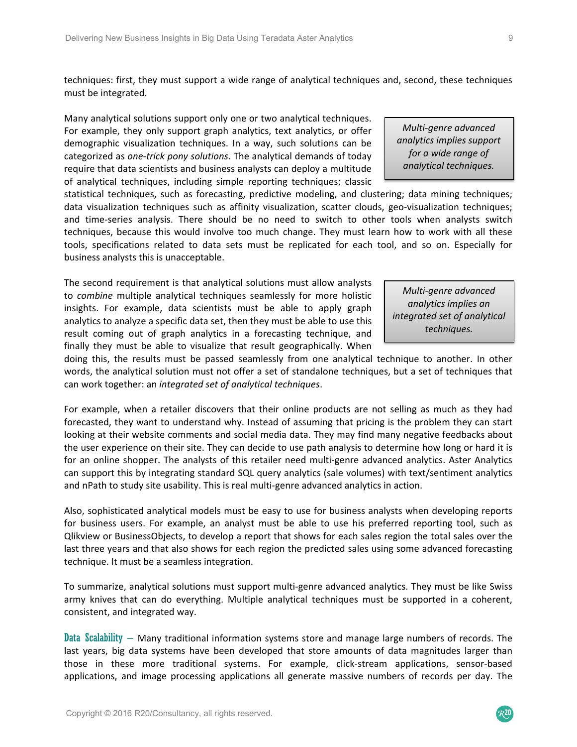techniques: first, they must support a wide range of analytical techniques and, second, these techniques must be integrated.

> *Multi-genre advanced analytics implies support for a wide range of analytical techniques.*

Many analytical solutions support only one or two analytical techniques. For example, they only support graph analytics, text analytics, or offer demographic visualization techniques. In a way, such solutions can be categorized as *one-trick pony solutions*. The analytical demands of today require that data scientists and business analysts can deploy a multitude of analytical techniques, including simple reporting techniques; classic statistical techniques, such as forecasting, predictive modeling, and clustering; data mining techniques; data visualization techniques such as affinity visualization, scatter clouds, geo-visualization techniques; and time-series analysis. There should be no need to switch to other tools when analysts switch techniques, because this would involve too much change. They must learn how to work with all these tools, specifications related to data sets must be replicated for each tool, and so on. Especially for business analysts this is unacceptable.

> *Multi-genre advanced analytics implies an integrated set of analytical techniques.*

The second requirement is that analytical solutions must allow analysts to *combine* multiple analytical techniques seamlessly for more holistic insights. For example, data scientists must be able to apply graph analytics to analyze a specific data set, then they must be able to use this result coming out of graph analytics in a forecasting technique, and finally they must be able to visualize that result geographically. When doing this, the results must be passed seamlessly from one analytical technique to another. In other words, the analytical solution must not offer a set of standalone techniques, but a set of techniques that can work together: an *integrated set of analytical techniques*.

For example, when a retailer discovers that their online products are not selling as much as they had forecasted, they want to understand why. Instead of assuming that pricing is the problem they can start looking at their website comments and social media data. They may find many negative feedbacks about the user experience on their site. They can decide to use path analysis to determine how long or hard it is for an online shopper. The analysts of this retailer need multi-genre advanced analytics. Aster Analytics can support this by integrating standard SQL query analytics (sale volumes) with text/sentiment analytics and nPath to study site usability. This is real multi-genre advanced analytics in action.

Also, sophisticated analytical models must be easy to use for business analysts when developing reports for business users. For example, an analyst must be able to use his preferred reporting tool, such as Qlikview or BusinessObjects, to develop a report that shows for each sales region the total sales over the last three years and that also shows for each region the predicted sales using some advanced forecasting technique. It must be a seamless integration.

To summarize, analytical solutions must support multi-genre advanced analytics. They must be like Swiss army knives that can do everything. Multiple analytical techniques must be supported in a coherent, consistent, and integrated way.

**Data Scalability** – Many traditional information systems store and manage large numbers of records. The last years, big data systems have been developed that store amounts of data magnitudes larger than those in these more traditional systems. For example, click-stream applications, sensor-based applications, and image processing applications all generate massive numbers of records per day. The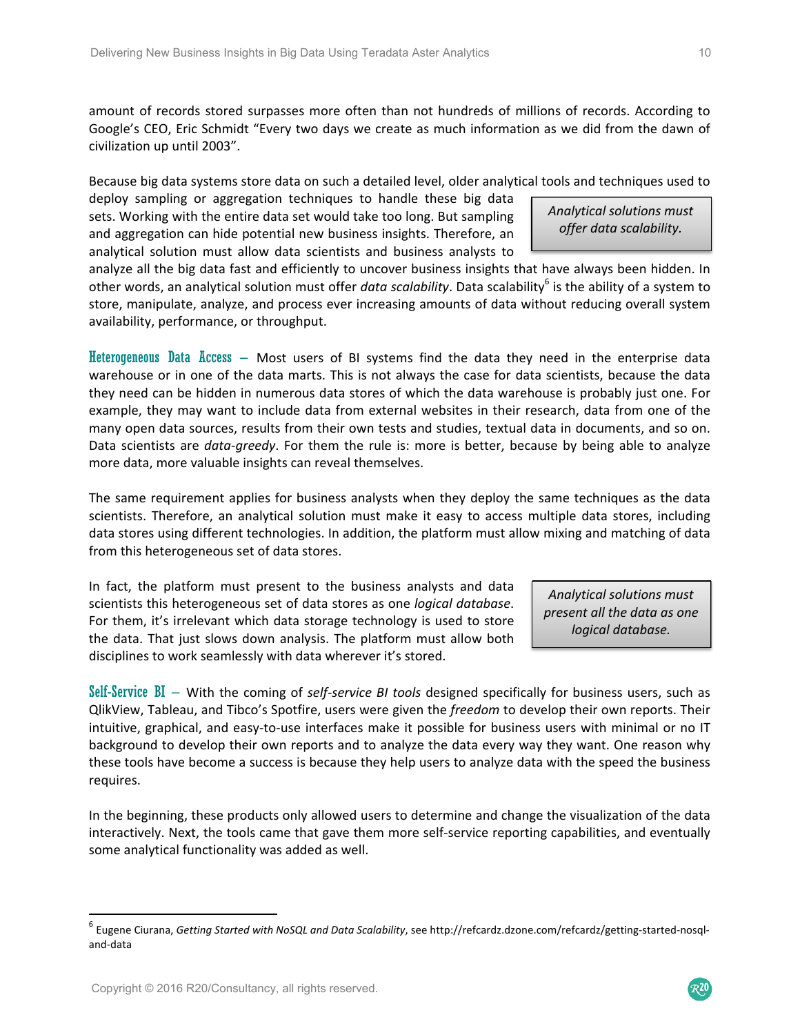amount of records stored surpasses more often than not hundreds of millions of records. According to Google's CEO, Eric Schmidt "Every two days we create as much information as we did from the dawn of civilization up until 2003".

Because big data systems store data on such a detailed level, older analytical tools and techniques used to deploy sampling or aggregation techniques to handle these big data sets. Working with the entire data set would take too long. But sampling and aggregation can hide potential new business insights. Therefore, an analytical solution must allow data scientists and business analysts to analyze all the big data fast and efficiently to uncover business insights that have always been hidden. In other words, an analytical solution must offer *data scalability*. Data scalability[6] is the ability of a system to store, manipulate, analyze, and process ever increasing amounts of data without reducing overall system availability, performance, or throughput.

> *Analytical solutions must offer data scalability.*

**Heterogeneous Data Access** – Most users of BI systems find the data they need in the enterprise data warehouse or in one of the data marts. This is not always the case for data scientists, because the data they need can be hidden in numerous data stores of which the data warehouse is probably just one. For example, they may want to include data from external websites in their research, data from one of the many open data sources, results from their own tests and studies, textual data in documents, and so on. Data scientists are *data-greedy*. For them the rule is: more is better, because by being able to analyze more data, more valuable insights can reveal themselves.

The same requirement applies for business analysts when they deploy the same techniques as the data scientists. Therefore, an analytical solution must make it easy to access multiple data stores, including data stores using different technologies. In addition, the platform must allow mixing and matching of data from this heterogeneous set of data stores.

In fact, the platform must present to the business analysts and data scientists this heterogeneous set of data stores as one *logical database*. For them, it's irrelevant which data storage technology is used to store the data. That just slows down analysis. The platform must allow both disciplines to work seamlessly with data wherever it's stored.

> *Analytical solutions must present all the data as one logical database.*

**Self-Service BI** – With the coming of *self-service BI tools* designed specifically for business users, such as QlikView, Tableau, and Tibco's Spotfire, users were given the *freedom* to develop their own reports. Their intuitive, graphical, and easy-to-use interfaces make it possible for business users with minimal or no IT background to develop their own reports and to analyze the data every way they want. One reason why these tools have become a success is because they help users to analyze data with the speed the business requires.

In the beginning, these products only allowed users to determine and change the visualization of the data interactively. Next, the tools came that gave them more self-service reporting capabilities, and eventually some analytical functionality was added as well.

---

[6] Eugene Ciurana, *Getting Started with NoSQL and Data Scalability*, see http://refcardz.dzone.com/refcardz/getting-started-nosql-and-data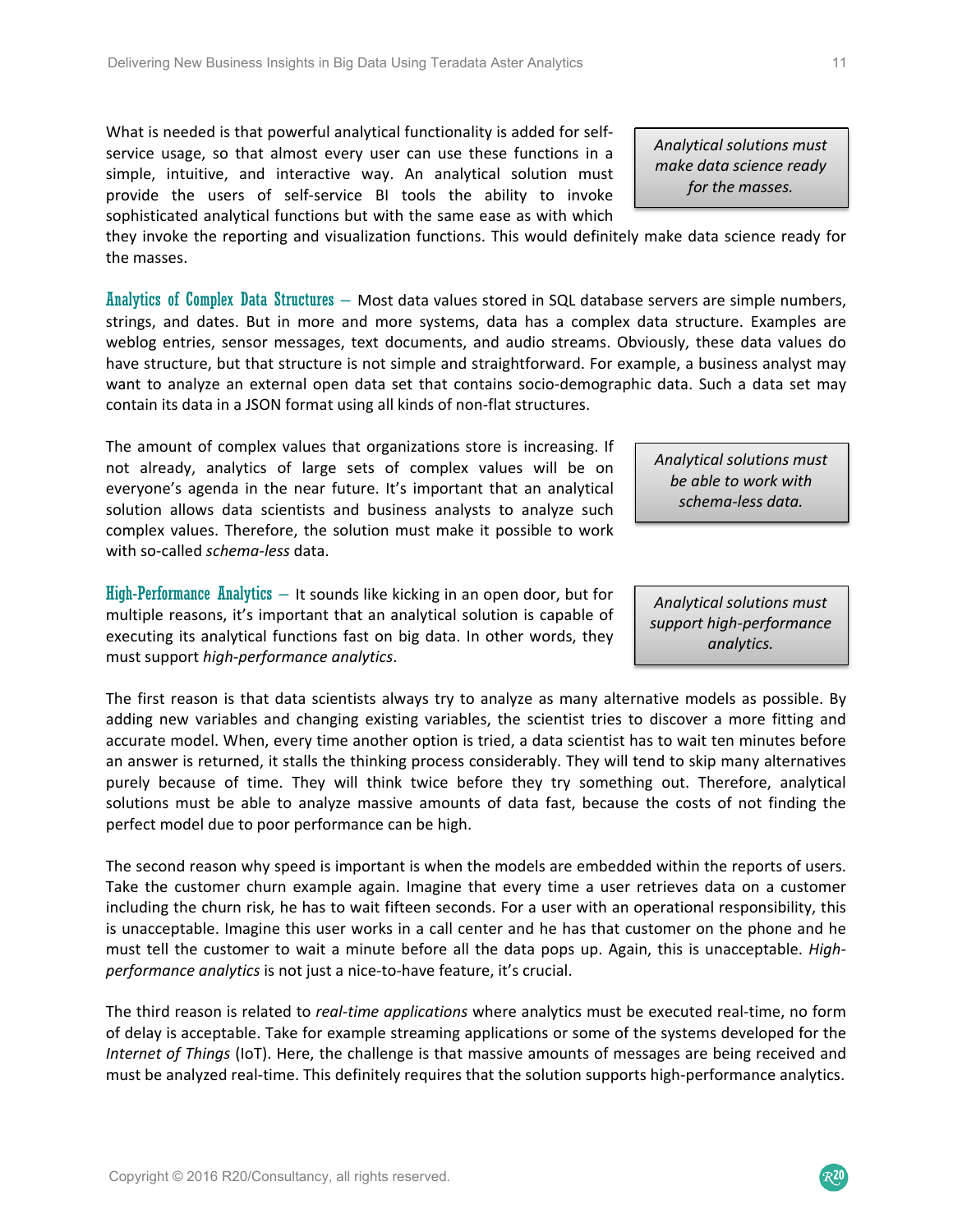What is needed is that powerful analytical functionality is added for self-service usage, so that almost every user can use these functions in a simple, intuitive, and interactive way. An analytical solution must provide the users of self-service BI tools the ability to invoke sophisticated analytical functions but with the same ease as with which they invoke the reporting and visualization functions. This would definitely make data science ready for the masses.

> *Analytical solutions must make data science ready for the masses.*

**Analytics of Complex Data Structures** – Most data values stored in SQL database servers are simple numbers, strings, and dates. But in more and more systems, data has a complex data structure. Examples are weblog entries, sensor messages, text documents, and audio streams. Obviously, these data values do have structure, but that structure is not simple and straightforward. For example, a business analyst may want to analyze an external open data set that contains socio-demographic data. Such a data set may contain its data in a JSON format using all kinds of non-flat structures.

The amount of complex values that organizations store is increasing. If not already, analytics of large sets of complex values will be on everyone's agenda in the near future. It's important that an analytical solution allows data scientists and business analysts to analyze such complex values. Therefore, the solution must make it possible to work with so-called *schema-less* data.

> *Analytical solutions must be able to work with schema-less data.*

**High-Performance Analytics** – It sounds like kicking in an open door, but for multiple reasons, it's important that an analytical solution is capable of executing its analytical functions fast on big data. In other words, they must support *high-performance analytics*.

> *Analytical solutions must support high-performance analytics.*

The first reason is that data scientists always try to analyze as many alternative models as possible. By adding new variables and changing existing variables, the scientist tries to discover a more fitting and accurate model. When, every time another option is tried, a data scientist has to wait ten minutes before an answer is returned, it stalls the thinking process considerably. They will tend to skip many alternatives purely because of time. They will think twice before they try something out. Therefore, analytical solutions must be able to analyze massive amounts of data fast, because the costs of not finding the perfect model due to poor performance can be high.

The second reason why speed is important is when the models are embedded within the reports of users. Take the customer churn example again. Imagine that every time a user retrieves data on a customer including the churn risk, he has to wait fifteen seconds. For a user with an operational responsibility, this is unacceptable. Imagine this user works in a call center and he has that customer on the phone and he must tell the customer to wait a minute before all the data pops up. Again, this is unacceptable. *High-performance analytics* is not just a nice-to-have feature, it's crucial.

The third reason is related to *real-time applications* where analytics must be executed real-time, no form of delay is acceptable. Take for example streaming applications or some of the systems developed for the *Internet of Things* (IoT). Here, the challenge is that massive amounts of messages are being received and must be analyzed real-time. This definitely requires that the solution supports high-performance analytics.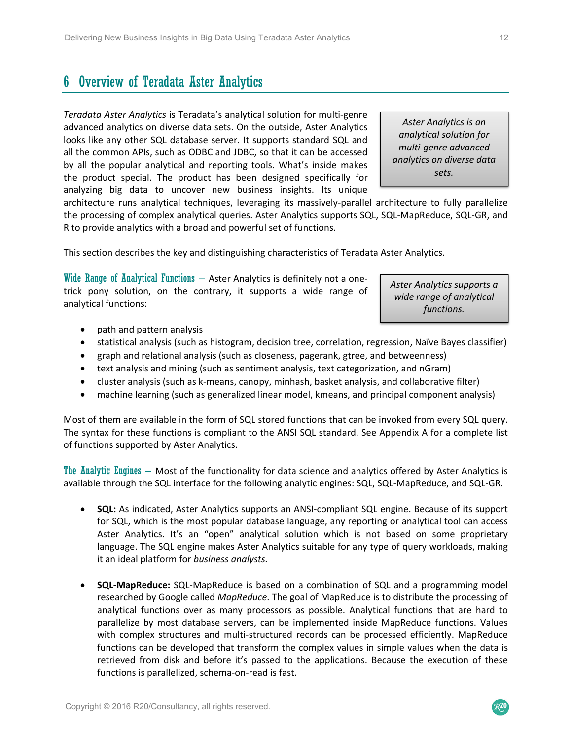# 6 Overview of Teradata Aster Analytics

*Teradata Aster Analytics* is Teradata's analytical solution for multi-genre advanced analytics on diverse data sets. On the outside, Aster Analytics looks like any other SQL database server. It supports standard SQL and all the common APIs, such as ODBC and JDBC, so that it can be accessed by all the popular analytical and reporting tools. What's inside makes the product special. The product has been designed specifically for analyzing big data to uncover new business insights. Its unique architecture runs analytical techniques, leveraging its massively-parallel architecture to fully parallelize the processing of complex analytical queries. Aster Analytics supports SQL, SQL-MapReduce, SQL-GR, and R to provide analytics with a broad and powerful set of functions.

> *Aster Analytics is an analytical solution for multi-genre advanced analytics on diverse data sets.*

This section describes the key and distinguishing characteristics of Teradata Aster Analytics.

**Wide Range of Analytical Functions** – Aster Analytics is definitely not a one-trick pony solution, on the contrary, it supports a wide range of analytical functions:

> *Aster Analytics supports a wide range of analytical functions.*

- path and pattern analysis
- statistical analysis (such as histogram, decision tree, correlation, regression, Naïve Bayes classifier)
- graph and relational analysis (such as closeness, pagerank, gtree, and betweenness)
- text analysis and mining (such as sentiment analysis, text categorization, and nGram)
- cluster analysis (such as k-means, canopy, minhash, basket analysis, and collaborative filter)
- machine learning (such as generalized linear model, kmeans, and principal component analysis)

Most of them are available in the form of SQL stored functions that can be invoked from every SQL query. The syntax for these functions is compliant to the ANSI SQL standard. See Appendix A for a complete list of functions supported by Aster Analytics.

**The Analytic Engines** – Most of the functionality for data science and analytics offered by Aster Analytics is available through the SQL interface for the following analytic engines: SQL, SQL-MapReduce, and SQL-GR.

- **SQL:** As indicated, Aster Analytics supports an ANSI-compliant SQL engine. Because of its support for SQL, which is the most popular database language, any reporting or analytical tool can access Aster Analytics. It's an "open" analytical solution which is not based on some proprietary language. The SQL engine makes Aster Analytics suitable for any type of query workloads, making it an ideal platform for *business analysts.*

- **SQL-MapReduce:** SQL-MapReduce is based on a combination of SQL and a programming model researched by Google called *MapReduce*. The goal of MapReduce is to distribute the processing of analytical functions over as many processors as possible. Analytical functions that are hard to parallelize by most database servers, can be implemented inside MapReduce functions. Values with complex structures and multi-structured records can be processed efficiently. MapReduce functions can be developed that transform the complex values in simple values when the data is retrieved from disk and before it's passed to the applications. Because the execution of these functions is parallelized, schema-on-read is fast.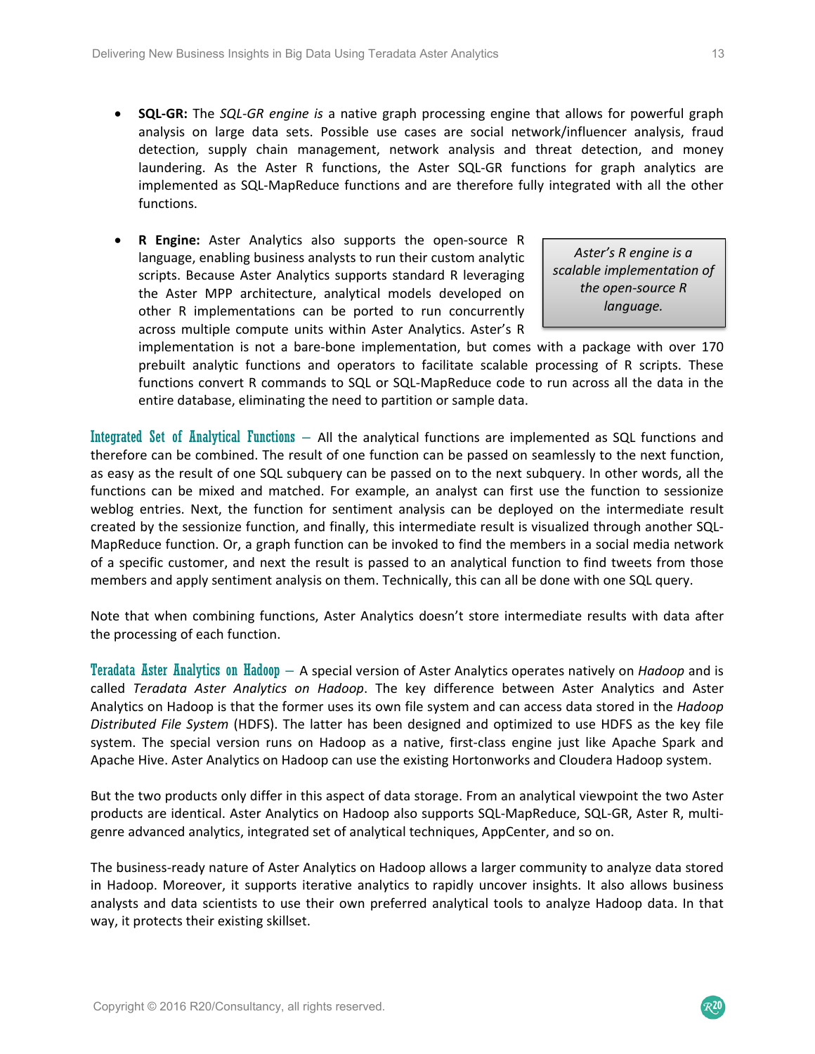- **SQL-GR:** The *SQL-GR engine is* a native graph processing engine that allows for powerful graph analysis on large data sets. Possible use cases are social network/influencer analysis, fraud detection, supply chain management, network analysis and threat detection, and money laundering. As the Aster R functions, the Aster SQL-GR functions for graph analytics are implemented as SQL-MapReduce functions and are therefore fully integrated with all the other functions.

- **R Engine:** Aster Analytics also supports the open-source R language, enabling business analysts to run their custom analytic scripts. Because Aster Analytics supports standard R leveraging the Aster MPP architecture, analytical models developed on other R implementations can be ported to run concurrently across multiple compute units within Aster Analytics. Aster's R implementation is not a bare-bone implementation, but comes with a package with over 170 prebuilt analytic functions and operators to facilitate scalable processing of R scripts. These functions convert R commands to SQL or SQL-MapReduce code to run across all the data in the entire database, eliminating the need to partition or sample data.

> *Aster's R engine is a scalable implementation of the open-source R language.*

**Integrated Set of Analytical Functions** – All the analytical functions are implemented as SQL functions and therefore can be combined. The result of one function can be passed on seamlessly to the next function, as easy as the result of one SQL subquery can be passed on to the next subquery. In other words, all the functions can be mixed and matched. For example, an analyst can first use the function to sessionize weblog entries. Next, the function for sentiment analysis can be deployed on the intermediate result created by the sessionize function, and finally, this intermediate result is visualized through another SQL-MapReduce function. Or, a graph function can be invoked to find the members in a social media network of a specific customer, and next the result is passed to an analytical function to find tweets from those members and apply sentiment analysis on them. Technically, this can all be done with one SQL query.

Note that when combining functions, Aster Analytics doesn't store intermediate results with data after the processing of each function.

**Teradata Aster Analytics on Hadoop** – A special version of Aster Analytics operates natively on *Hadoop* and is called *Teradata Aster Analytics on Hadoop*. The key difference between Aster Analytics and Aster Analytics on Hadoop is that the former uses its own file system and can access data stored in the *Hadoop Distributed File System* (HDFS). The latter has been designed and optimized to use HDFS as the key file system. The special version runs on Hadoop as a native, first-class engine just like Apache Spark and Apache Hive. Aster Analytics on Hadoop can use the existing Hortonworks and Cloudera Hadoop system.

But the two products only differ in this aspect of data storage. From an analytical viewpoint the two Aster products are identical. Aster Analytics on Hadoop also supports SQL-MapReduce, SQL-GR, Aster R, multi-genre advanced analytics, integrated set of analytical techniques, AppCenter, and so on.

The business-ready nature of Aster Analytics on Hadoop allows a larger community to analyze data stored in Hadoop. Moreover, it supports iterative analytics to rapidly uncover insights. It also allows business analysts and data scientists to use their own preferred analytical tools to analyze Hadoop data. In that way, it protects their existing skillset.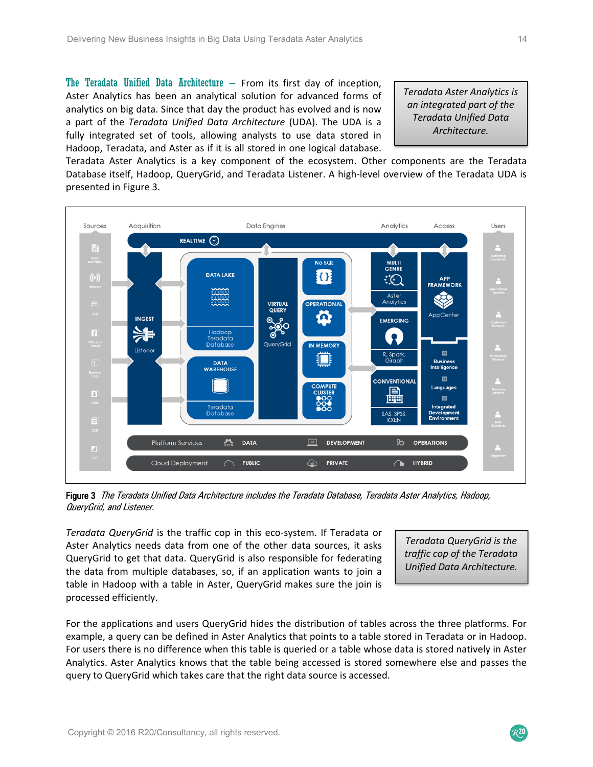**The Teradata Unified Data Architecture** – From its first day of inception, Aster Analytics has been an analytical solution for advanced forms of analytics on big data. Since that day the product has evolved and is now a part of the *Teradata Unified Data Architecture* (UDA). The UDA is a fully integrated set of tools, allowing analysts to use data stored in Hadoop, Teradata, and Aster as if it is all stored in one logical database. Teradata Aster Analytics is a key component of the ecosystem. Other components are the Teradata Database itself, Hadoop, QueryGrid, and Teradata Listener. A high-level overview of the Teradata UDA is presented in Figure 3.

> *Teradata Aster Analytics is an integrated part of the Teradata Unified Data Architecture.*

**Figure 3** *The Teradata Unified Data Architecture includes the Teradata Database, Teradata Aster Analytics, Hadoop, QueryGrid, and Listener.*

*Teradata QueryGrid* is the traffic cop in this eco-system. If Teradata or Aster Analytics needs data from one of the other data sources, it asks QueryGrid to get that data. QueryGrid is also responsible for federating the data from multiple databases, so, if an application wants to join a table in Hadoop with a table in Aster, QueryGrid makes sure the join is processed efficiently.

> *Teradata QueryGrid is the traffic cop of the Teradata Unified Data Architecture.*

For the applications and users QueryGrid hides the distribution of tables across the three platforms. For example, a query can be defined in Aster Analytics that points to a table stored in Teradata or in Hadoop. For users there is no difference when this table is queried or a table whose data is stored natively in Aster Analytics. Aster Analytics knows that the table being accessed is stored somewhere else and passes the query to QueryGrid which takes care that the right data source is accessed.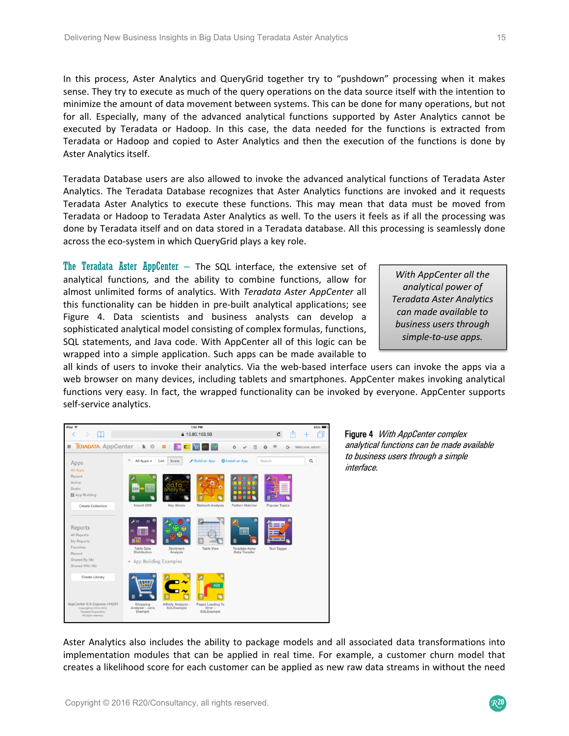In this process, Aster Analytics and QueryGrid together try to "pushdown" processing when it makes sense. They try to execute as much of the query operations on the data source itself with the intention to minimize the amount of data movement between systems. This can be done for many operations, but not for all. Especially, many of the advanced analytical functions supported by Aster Analytics cannot be executed by Teradata or Hadoop. In this case, the data needed for the functions is extracted from Teradata or Hadoop and copied to Aster Analytics and then the execution of the functions is done by Aster Analytics itself.

Teradata Database users are also allowed to invoke the advanced analytical functions of Teradata Aster Analytics. The Teradata Database recognizes that Aster Analytics functions are invoked and it requests Teradata Aster Analytics to execute these functions. This may mean that data must be moved from Teradata or Hadoop to Teradata Aster Analytics as well. To the users it feels as if all the processing was done by Teradata itself and on data stored in a Teradata database. All this processing is seamlessly done across the eco-system in which QueryGrid plays a key role.

**The Teradata Aster AppCenter** – The SQL interface, the extensive set of analytical functions, and the ability to combine functions, allow for almost unlimited forms of analytics. With *Teradata Aster AppCenter* all this functionality can be hidden in pre-built analytical applications; see Figure 4. Data scientists and business analysts can develop a sophisticated analytical model consisting of complex formulas, functions, SQL statements, and Java code. With AppCenter all of this logic can be wrapped into a simple application. Such apps can be made available to all kinds of users to invoke their analytics. Via the web-based interface users can invoke the apps via a web browser on many devices, including tablets and smartphones. AppCenter makes invoking analytical functions very easy. In fact, the wrapped functionality can be invoked by everyone. AppCenter supports self-service analytics.

> *With AppCenter all the analytical power of Teradata Aster Analytics can made available to business users through simple-to-use apps.*

**Figure 4** *With AppCenter complex analytical functions can be made available to business users through a simple interface.*

Aster Analytics also includes the ability to package models and all associated data transformations into implementation modules that can be applied in real time. For example, a customer churn model that creates a likelihood score for each customer can be applied as new raw data streams in without the need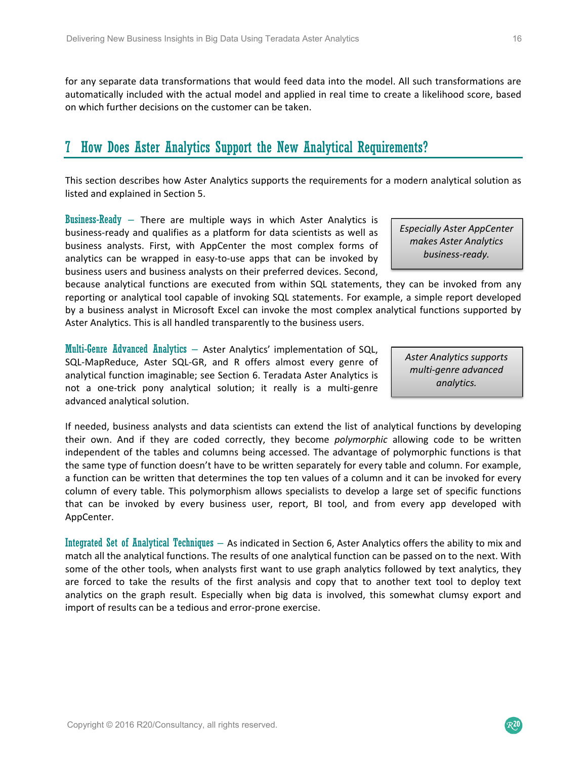for any separate data transformations that would feed data into the model. All such transformations are automatically included with the actual model and applied in real time to create a likelihood score, based on which further decisions on the customer can be taken.

## 7 How Does Aster Analytics Support the New Analytical Requirements?

This section describes how Aster Analytics supports the requirements for a modern analytical solution as listed and explained in Section 5.

*Especially Aster AppCenter makes Aster Analytics business-ready.*

**Business-Ready** – There are multiple ways in which Aster Analytics is business-ready and qualifies as a platform for data scientists as well as business analysts. First, with AppCenter the most complex forms of analytics can be wrapped in easy-to-use apps that can be invoked by business users and business analysts on their preferred devices. Second, because analytical functions are executed from within SQL statements, they can be invoked from any reporting or analytical tool capable of invoking SQL statements. For example, a simple report developed by a business analyst in Microsoft Excel can invoke the most complex analytical functions supported by Aster Analytics. This is all handled transparently to the business users.

*Aster Analytics supports multi-genre advanced analytics.*

**Multi-Genre Advanced Analytics** – Aster Analytics' implementation of SQL, SQL-MapReduce, Aster SQL-GR, and R offers almost every genre of analytical function imaginable; see Section 6. Teradata Aster Analytics is not a one-trick pony analytical solution; it really is a multi-genre advanced analytical solution.

If needed, business analysts and data scientists can extend the list of analytical functions by developing their own. And if they are coded correctly, they become *polymorphic* allowing code to be written independent of the tables and columns being accessed. The advantage of polymorphic functions is that the same type of function doesn't have to be written separately for every table and column. For example, a function can be written that determines the top ten values of a column and it can be invoked for every column of every table. This polymorphism allows specialists to develop a large set of specific functions that can be invoked by every business user, report, BI tool, and from every app developed with AppCenter.

**Integrated Set of Analytical Techniques** – As indicated in Section 6, Aster Analytics offers the ability to mix and match all the analytical functions. The results of one analytical function can be passed on to the next. With some of the other tools, when analysts first want to use graph analytics followed by text analytics, they are forced to take the results of the first analysis and copy that to another text tool to deploy text analytics on the graph result. Especially when big data is involved, this somewhat clumsy export and import of results can be a tedious and error-prone exercise.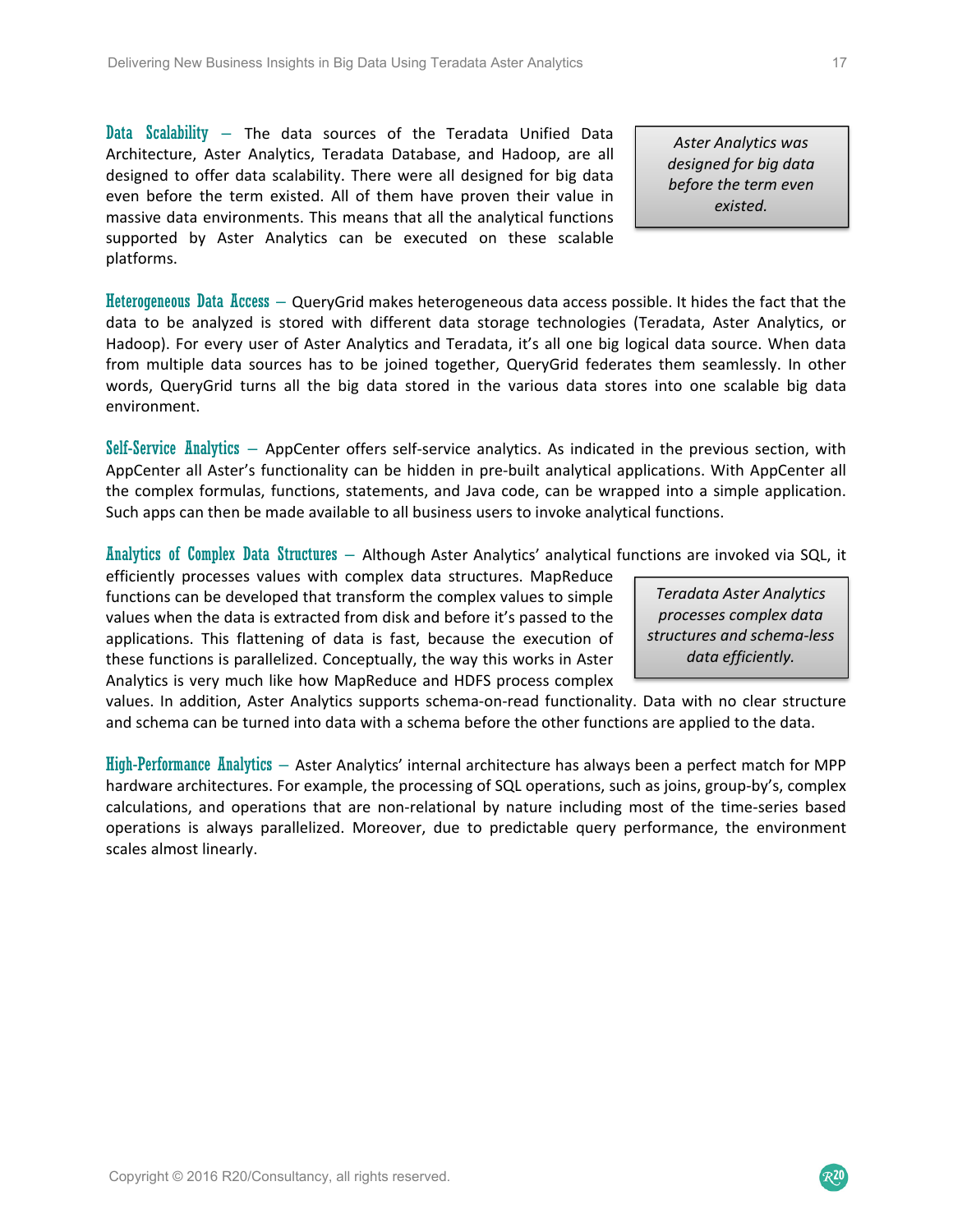**Data Scalability** – The data sources of the Teradata Unified Data Architecture, Aster Analytics, Teradata Database, and Hadoop, are all designed to offer data scalability. There were all designed for big data even before the term existed. All of them have proven their value in massive data environments. This means that all the analytical functions supported by Aster Analytics can be executed on these scalable platforms.

> *Aster Analytics was designed for big data before the term even existed.*

**Heterogeneous Data Access** – QueryGrid makes heterogeneous data access possible. It hides the fact that the data to be analyzed is stored with different data storage technologies (Teradata, Aster Analytics, or Hadoop). For every user of Aster Analytics and Teradata, it's all one big logical data source. When data from multiple data sources has to be joined together, QueryGrid federates them seamlessly. In other words, QueryGrid turns all the big data stored in the various data stores into one scalable big data environment.

**Self-Service Analytics** – AppCenter offers self-service analytics. As indicated in the previous section, with AppCenter all Aster's functionality can be hidden in pre-built analytical applications. With AppCenter all the complex formulas, functions, statements, and Java code, can be wrapped into a simple application. Such apps can then be made available to all business users to invoke analytical functions.

**Analytics of Complex Data Structures** – Although Aster Analytics' analytical functions are invoked via SQL, it efficiently processes values with complex data structures. MapReduce functions can be developed that transform the complex values to simple values when the data is extracted from disk and before it's passed to the applications. This flattening of data is fast, because the execution of these functions is parallelized. Conceptually, the way this works in Aster Analytics is very much like how MapReduce and HDFS process complex values. In addition, Aster Analytics supports schema-on-read functionality. Data with no clear structure and schema can be turned into data with a schema before the other functions are applied to the data.

> *Teradata Aster Analytics processes complex data structures and schema-less data efficiently.*

**High-Performance Analytics** – Aster Analytics' internal architecture has always been a perfect match for MPP hardware architectures. For example, the processing of SQL operations, such as joins, group-by's, complex calculations, and operations that are non-relational by nature including most of the time-series based operations is always parallelized. Moreover, due to predictable query performance, the environment scales almost linearly.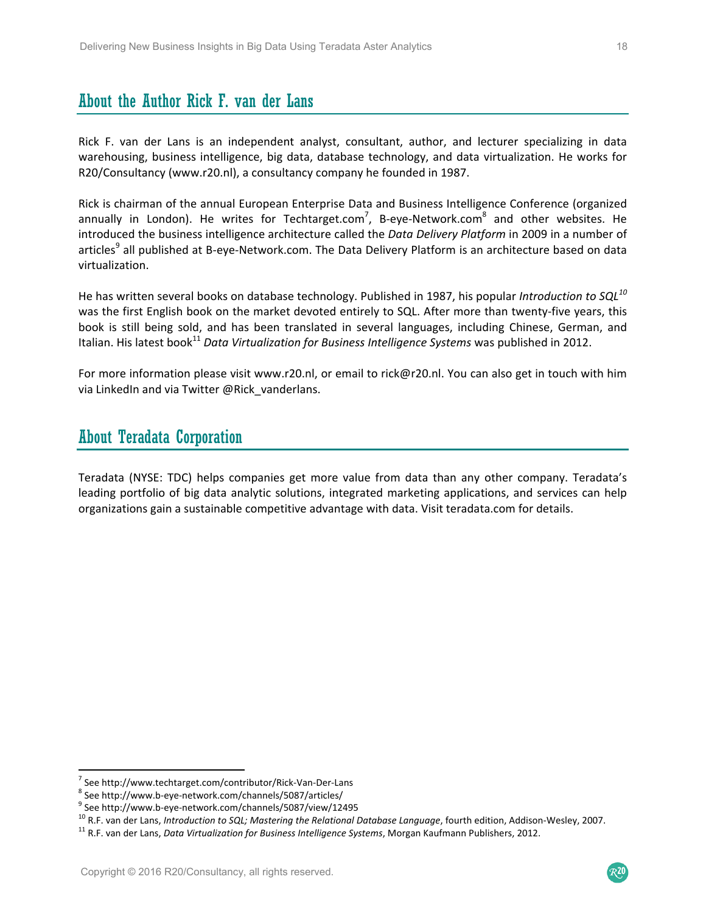## About the Author Rick F. van der Lans

Rick F. van der Lans is an independent analyst, consultant, author, and lecturer specializing in data warehousing, business intelligence, big data, database technology, and data virtualization. He works for R20/Consultancy (www.r20.nl), a consultancy company he founded in 1987.

Rick is chairman of the annual European Enterprise Data and Business Intelligence Conference (organized annually in London). He writes for Techtarget.com[7], B-eye-Network.com[8] and other websites. He introduced the business intelligence architecture called the *Data Delivery Platform* in 2009 in a number of articles[9] all published at B-eye-Network.com. The Data Delivery Platform is an architecture based on data virtualization.

He has written several books on database technology. Published in 1987, his popular *Introduction to SQL*[10] was the first English book on the market devoted entirely to SQL. After more than twenty-five years, this book is still being sold, and has been translated in several languages, including Chinese, German, and Italian. His latest book[11] *Data Virtualization for Business Intelligence Systems* was published in 2012.

For more information please visit www.r20.nl, or email to rick@r20.nl. You can also get in touch with him via LinkedIn and via Twitter @Rick_vanderlans.

## About Teradata Corporation

Teradata (NYSE: TDC) helps companies get more value from data than any other company. Teradata's leading portfolio of big data analytic solutions, integrated marketing applications, and services can help organizations gain a sustainable competitive advantage with data. Visit teradata.com for details.

---

[7] See http://www.techtarget.com/contributor/Rick-Van-Der-Lans

[8] See http://www.b-eye-network.com/channels/5087/articles/

[9] See http://www.b-eye-network.com/channels/5087/view/12495

[10] R.F. van der Lans, *Introduction to SQL; Mastering the Relational Database Language*, fourth edition, Addison-Wesley, 2007.

[11] R.F. van der Lans, *Data Virtualization for Business Intelligence Systems*, Morgan Kaufmann Publishers, 2012.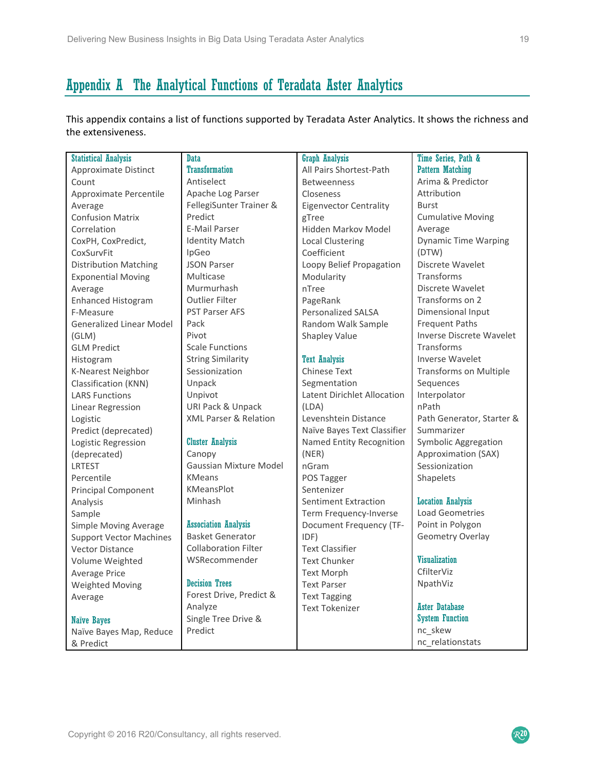# Appendix A The Analytical Functions of Teradata Aster Analytics

This appendix contains a list of functions supported by Teradata Aster Analytics. It shows the richness and the extensiveness.

**Statistical Analysis**
- Approximate Distinct Count
- Approximate Percentile
- Average
- Confusion Matrix
- Correlation
- CoxPH, CoxPredict, CoxSurvFit
- Distribution Matching
- Exponential Moving Average
- Enhanced Histogram
- F-Measure
- Generalized Linear Model (GLM)
- GLM Predict
- Histogram
- K-Nearest Neighbor Classification (KNN)
- LARS Functions
- Linear Regression
- Logistic Predict (deprecated)
- Logistic Regression (deprecated)
- LRTEST
- Percentile
- Principal Component Analysis
- Sample
- Simple Moving Average
- Support Vector Machines
- Vector Distance
- Volume Weighted Average Price
- Weighted Moving Average

**Naïve Bayes**
- Naïve Bayes Map, Reduce & Predict

**Data Transformation**
- Antiselect
- Apache Log Parser
- FellegiSunter Trainer & Predict
- E-Mail Parser
- Identity Match
- IpGeo
- JSON Parser
- Multicase
- Murmurhash
- Outlier Filter
- PST Parser AFS
- Pack
- Pivot
- Scale Functions
- String Similarity
- Sessionization
- Unpack
- Unpivot
- URI Pack & Unpack
- XML Parser & Relation

**Cluster Analysis**
- Canopy
- Gaussian Mixture Model
- KMeans
- KMeansPlot
- Minhash

**Association Analysis**
- Basket Generator
- Collaboration Filter
- WSRecommender

**Decision Trees**
- Forest Drive, Predict & Analyze
- Single Tree Drive & Predict

**Graph Analysis**
- All Pairs Shortest-Path
- Betweenness
- Closeness
- Eigenvector Centrality
- gTree
- Hidden Markov Model
- Local Clustering Coefficient
- Loopy Belief Propagation
- Modularity
- nTree
- PageRank
- Personalized SALSA
- Random Walk Sample
- Shapley Value

**Text Analysis**
- Chinese Text Segmentation
- Latent Dirichlet Allocation (LDA)
- Levenshtein Distance
- Naïve Bayes Text Classifier
- Named Entity Recognition (NER)
- nGram
- POS Tagger
- Sentenizer
- Sentiment Extraction
- Term Frequency-Inverse Document Frequency (TF-IDF)
- Text Classifier
- Text Chunker
- Text Morph
- Text Parser
- Text Tagging
- Text Tokenizer

**Time Series, Path & Pattern Matching**
- Arima & Predictor
- Attribution
- Burst
- Cumulative Moving Average
- Dynamic Time Warping (DTW)
- Discrete Wavelet Transforms
- Discrete Wavelet Transforms on 2 Dimensional Input
- Frequent Paths
- Inverse Discrete Wavelet Transforms
- Inverse Wavelet Transforms on Multiple Sequences
- Interpolator
- nPath
- Path Generator, Starter & Summarizer
- Symbolic Aggregation Approximation (SAX)
- Sessionization
- Shapelets

**Location Analysis**
- Load Geometries
- Point in Polygon
- Geometry Overlay

**Visualization**
- CfilterViz
- NpathViz

**Aster Database System Function**
- nc_skew
- nc_relationstats